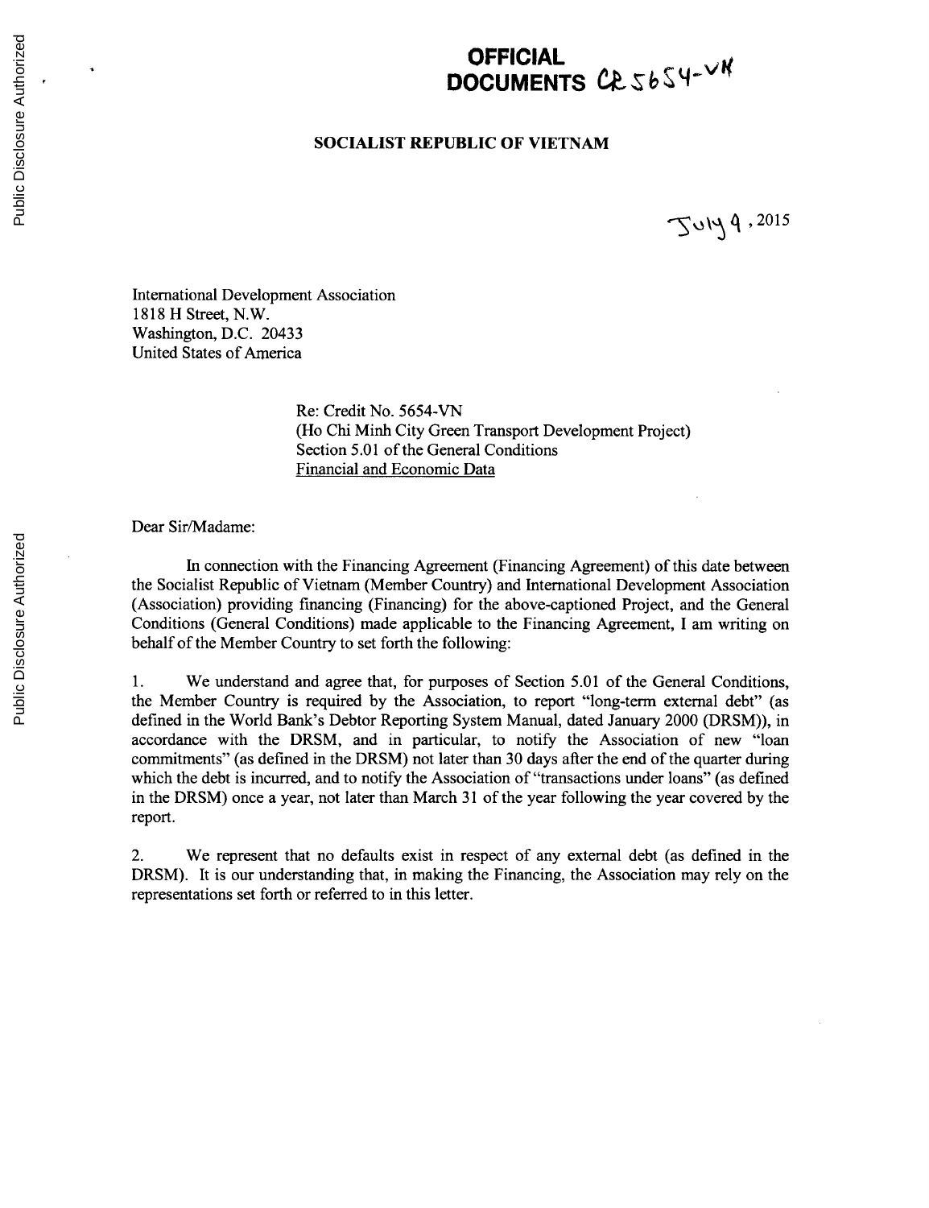# OFFICIAL DOCUMENTS CR 5654-VN

**SOCIALIST REPUBLIC OF VIETNAM**

July 9, 2015

International Development Association
1818 H Street, N.W.
Washington, D.C. 20433
United States of America

Re: Credit No. 5654-VN
(Ho Chi Minh City Green Transport Development Project)
Section 5.01 of the General Conditions
Financial and Economic Data

Dear Sir/Madame:

In connection with the Financing Agreement (Financing Agreement) of this date between the Socialist Republic of Vietnam (Member Country) and International Development Association (Association) providing financing (Financing) for the above-captioned Project, and the General Conditions (General Conditions) made applicable to the Financing Agreement, I am writing on behalf of the Member Country to set forth the following:

1. We understand and agree that, for purposes of Section 5.01 of the General Conditions, the Member Country is required by the Association, to report "long-term external debt" (as defined in the World Bank's Debtor Reporting System Manual, dated January 2000 (DRSM)), in accordance with the DRSM, and in particular, to notify the Association of new "loan commitments" (as defined in the DRSM) not later than 30 days after the end of the quarter during which the debt is incurred, and to notify the Association of "transactions under loans" (as defined in the DRSM) once a year, not later than March 31 of the year following the year covered by the report.

2. We represent that no defaults exist in respect of any external debt (as defined in the DRSM). It is our understanding that, in making the Financing, the Association may rely on the representations set forth or referred to in this letter.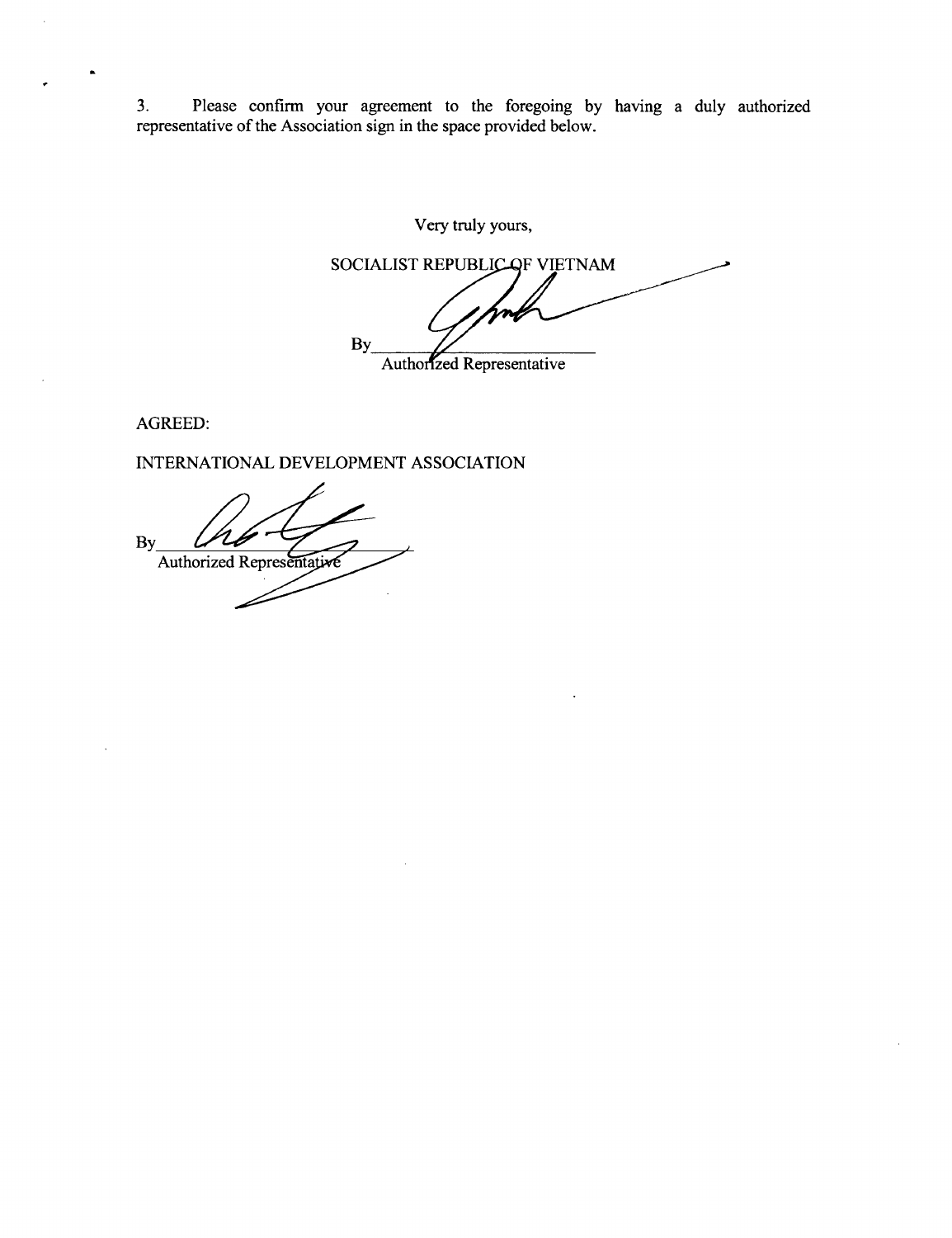3. Please confirm your agreement to the foregoing by having a duly authorized representative of the Association sign in the space provided below.

Very truly yours,

SOCIALIST REPUBLIC OF VIETNAM

By\_\_\_\_\_\_\_\_\_\_\_\_\_\_\_\_\_\_\_\_\_\_\_\_\_\_
Authorized Representative

AGREED:

INTERNATIONAL DEVELOPMENT ASSOCIATION

By\_\_\_\_\_\_\_\_\_\_\_\_\_\_\_\_\_\_\_\_\_\_\_\_\_\_
Authorized Representative